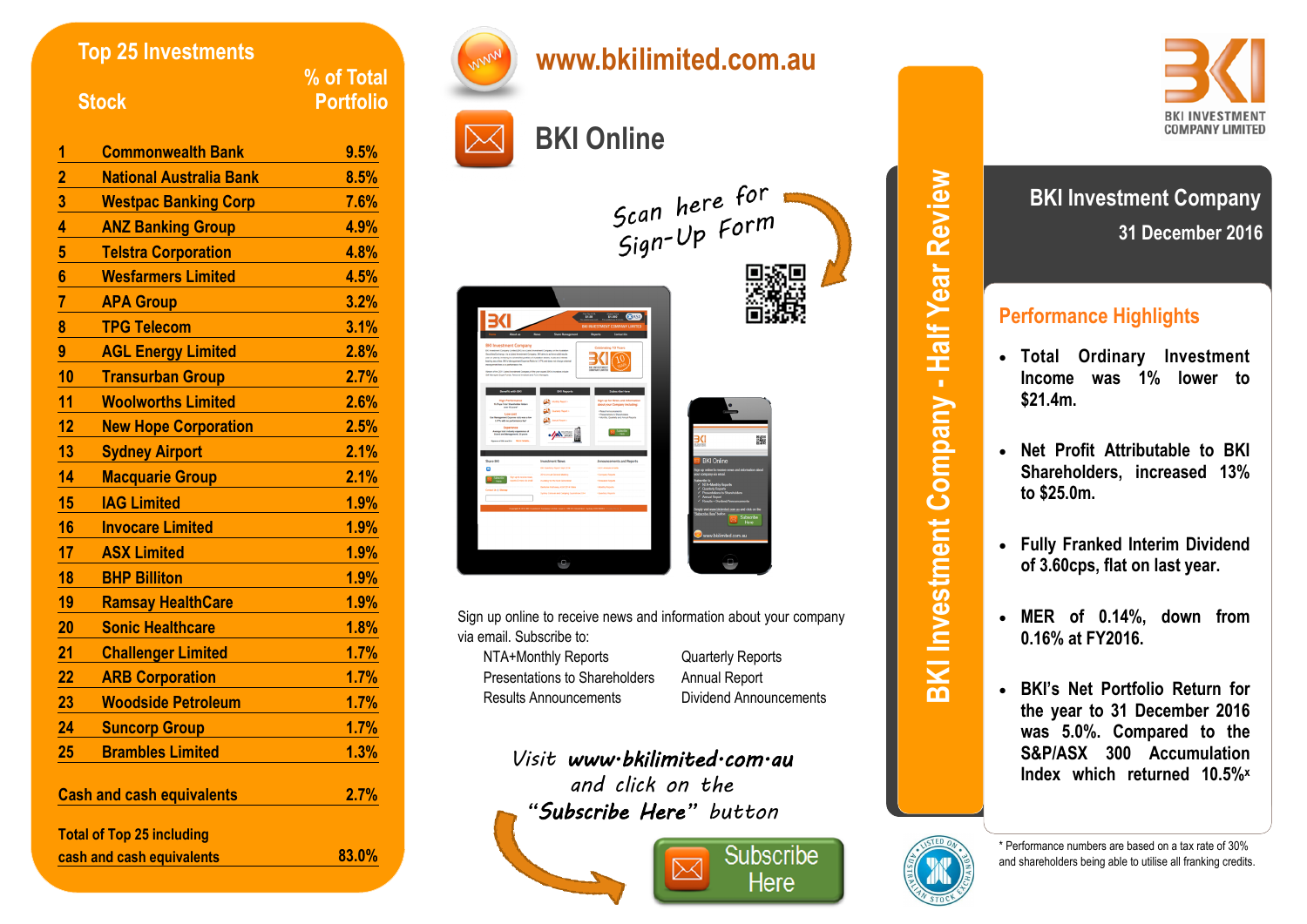# BKI Investment Company

## 31 December 2016

**BKI Investment Company - Half Year Review**

BKI INVESTMENT COMPANY LIMITED

### Performance Highlights

- Total Ordinary Investment Income was 1% lower to $21.4m.
- Net Profit Attributable to BKI Shareholders, increased 13% to $25.0m.
- Fully Franked Interim Dividend of 3.60cps, flat on last year.
- MER of 0.14%, down from 0.16% at FY2016.
- BKI's Net Portfolio Return for the year to 31 December 2016 was 5.0%. Compared to the S&P/ASX 300 Accumulation Index which returned 10.5%*

\* Performance numbers are based on a tax rate of 30% and shareholders being able to utilise all franking credits.

## Top 25 Investments

| | Stock | % of Total Portfolio |
|---|---|---|
| 1 | Commonwealth Bank | 9.5% |
| 2 | National Australia Bank | 8.5% |
| 3 | Westpac Banking Corp | 7.6% |
| 4 | ANZ Banking Group | 4.9% |
| 5 | Telstra Corporation | 4.8% |
| 6 | Wesfarmers Limited | 4.5% |
| 7 | APA Group | 3.2% |
| 8 | TPG Telecom | 3.1% |
| 9 | AGL Energy Limited | 2.8% |
| 10 | Transurban Group | 2.7% |
| 11 | Woolworths Limited | 2.6% |
| 12 | New Hope Corporation | 2.5% |
| 13 | Sydney Airport | 2.1% |
| 14 | Macquarie Group | 2.1% |
| 15 | IAG Limited | 1.9% |
| 16 | Invocare Limited | 1.9% |
| 17 | ASX Limited | 1.9% |
| 18 | BHP Billiton | 1.9% |
| 19 | Ramsay HealthCare | 1.9% |
| 20 | Sonic Healthcare | 1.8% |
| 21 | Challenger Limited | 1.7% |
| 22 | ARB Corporation | 1.7% |
| 23 | Woodside Petroleum | 1.7% |
| 24 | Suncorp Group | 1.7% |
| 25 | Brambles Limited | 1.3% |
| | Cash and cash equivalents | 2.7% |
| | Total of Top 25 including cash and cash equivalents | 83.0% |

## www.bkilimited.com.au

## BKI Online

Scan here for Sign-Up Form

Sign up online to receive news and information about your company via email. Subscribe to:

- NTA+Monthly Reports
- Quarterly Reports
- Presentations to Shareholders
- Annual Report
- Results Announcements
- Dividend Announcements

*Visit **www.bkilimited.com.au** and click on the "**Subscribe Here**" button*

Subscribe Here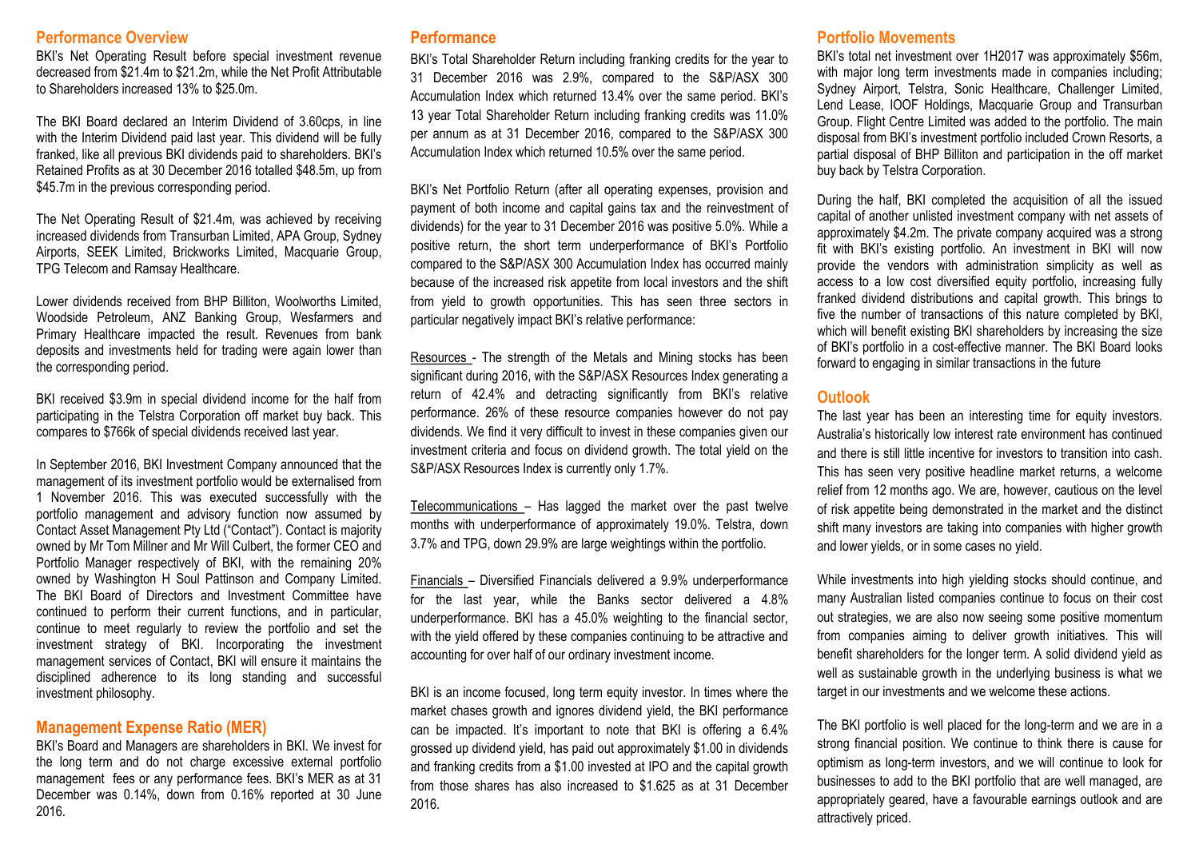## Performance Overview

BKI's Net Operating Result before special investment revenue decreased from $21.4m to $21.2m, while the Net Profit Attributable to Shareholders increased 13% to $25.0m.

The BKI Board declared an Interim Dividend of 3.60cps, in line with the Interim Dividend paid last year. This dividend will be fully franked, like all previous BKI dividends paid to shareholders. BKI's Retained Profits as at 30 December 2016 totalled $48.5m, up from $45.7m in the previous corresponding period.

The Net Operating Result of $21.4m, was achieved by receiving increased dividends from Transurban Limited, APA Group, Sydney Airports, SEEK Limited, Brickworks Limited, Macquarie Group, TPG Telecom and Ramsay Healthcare.

Lower dividends received from BHP Billiton, Woolworths Limited, Woodside Petroleum, ANZ Banking Group, Wesfarmers and Primary Healthcare impacted the result. Revenues from bank deposits and investments held for trading were again lower than the corresponding period.

BKI received $3.9m in special dividend income for the half from participating in the Telstra Corporation off market buy back. This compares to $766k of special dividends received last year.

In September 2016, BKI Investment Company announced that the management of its investment portfolio would be externalised from 1 November 2016. This was executed successfully with the portfolio management and advisory function now assumed by Contact Asset Management Pty Ltd ("Contact"). Contact is majority owned by Mr Tom Millner and Mr Will Culbert, the former CEO and Portfolio Manager respectively of BKI, with the remaining 20% owned by Washington H Soul Pattinson and Company Limited. The BKI Board of Directors and Investment Committee have continued to perform their current functions, and in particular, continue to meet regularly to review the portfolio and set the investment strategy of BKI. Incorporating the investment management services of Contact, BKI will ensure it maintains the disciplined adherence to its long standing and successful investment philosophy.

## Management Expense Ratio (MER)

BKI's Board and Managers are shareholders in BKI. We invest for the long term and do not charge excessive external portfolio management fees or any performance fees. BKI's MER as at 31 December was 0.14%, down from 0.16% reported at 30 June 2016.

## Performance

BKI's Total Shareholder Return including franking credits for the year to 31 December 2016 was 2.9%, compared to the S&P/ASX 300 Accumulation Index which returned 13.4% over the same period. BKI's 13 year Total Shareholder Return including franking credits was 11.0% per annum as at 31 December 2016, compared to the S&P/ASX 300 Accumulation Index which returned 10.5% over the same period.

BKI's Net Portfolio Return (after all operating expenses, provision and payment of both income and capital gains tax and the reinvestment of dividends) for the year to 31 December 2016 was positive 5.0%. While a positive return, the short term underperformance of BKI's Portfolio compared to the S&P/ASX 300 Accumulation Index has occurred mainly because of the increased risk appetite from local investors and the shift from yield to growth opportunities. This has seen three sectors in particular negatively impact BKI's relative performance:

Resources - The strength of the Metals and Mining stocks has been significant during 2016, with the S&P/ASX Resources Index generating a return of 42.4% and detracting significantly from BKI's relative performance. 26% of these resource companies however do not pay dividends. We find it very difficult to invest in these companies given our investment criteria and focus on dividend growth. The total yield on the S&P/ASX Resources Index is currently only 1.7%.

Telecommunications – Has lagged the market over the past twelve months with underperformance of approximately 19.0%. Telstra, down 3.7% and TPG, down 29.9% are large weightings within the portfolio.

Financials – Diversified Financials delivered a 9.9% underperformance for the last year, while the Banks sector delivered a 4.8% underperformance. BKI has a 45.0% weighting to the financial sector, with the yield offered by these companies continuing to be attractive and accounting for over half of our ordinary investment income.

BKI is an income focused, long term equity investor. In times where the market chases growth and ignores dividend yield, the BKI performance can be impacted. It's important to note that BKI is offering a 6.4% grossed up dividend yield, has paid out approximately $1.00 in dividends and franking credits from a $1.00 invested at IPO and the capital growth from those shares has also increased to $1.625 as at 31 December 2016.

## Portfolio Movements

BKI's total net investment over 1H2017 was approximately $56m, with major long term investments made in companies including; Sydney Airport, Telstra, Sonic Healthcare, Challenger Limited, Lend Lease, IOOF Holdings, Macquarie Group and Transurban Group. Flight Centre Limited was added to the portfolio. The main disposal from BKI's investment portfolio included Crown Resorts, a partial disposal of BHP Billiton and participation in the off market buy back by Telstra Corporation.

During the half, BKI completed the acquisition of all the issued capital of another unlisted investment company with net assets of approximately $4.2m. The private company acquired was a strong fit with BKI's existing portfolio. An investment in BKI will now provide the vendors with administration simplicity as well as access to a low cost diversified equity portfolio, increasing fully franked dividend distributions and capital growth. This brings to five the number of transactions of this nature completed by BKI, which will benefit existing BKI shareholders by increasing the size of BKI's portfolio in a cost-effective manner. The BKI Board looks forward to engaging in similar transactions in the future

## Outlook

The last year has been an interesting time for equity investors. Australia's historically low interest rate environment has continued and there is still little incentive for investors to transition into cash. This has seen very positive headline market returns, a welcome relief from 12 months ago. We are, however, cautious on the level of risk appetite being demonstrated in the market and the distinct shift many investors are taking into companies with higher growth and lower yields, or in some cases no yield.

While investments into high yielding stocks should continue, and many Australian listed companies continue to focus on their cost out strategies, we are also now seeing some positive momentum from companies aiming to deliver growth initiatives. This will benefit shareholders for the longer term. A solid dividend yield as well as sustainable growth in the underlying business is what we target in our investments and we welcome these actions.

The BKI portfolio is well placed for the long-term and we are in a strong financial position. We continue to think there is cause for optimism as long-term investors, and we will continue to look for businesses to add to the BKI portfolio that are well managed, are appropriately geared, have a favourable earnings outlook and are attractively priced.